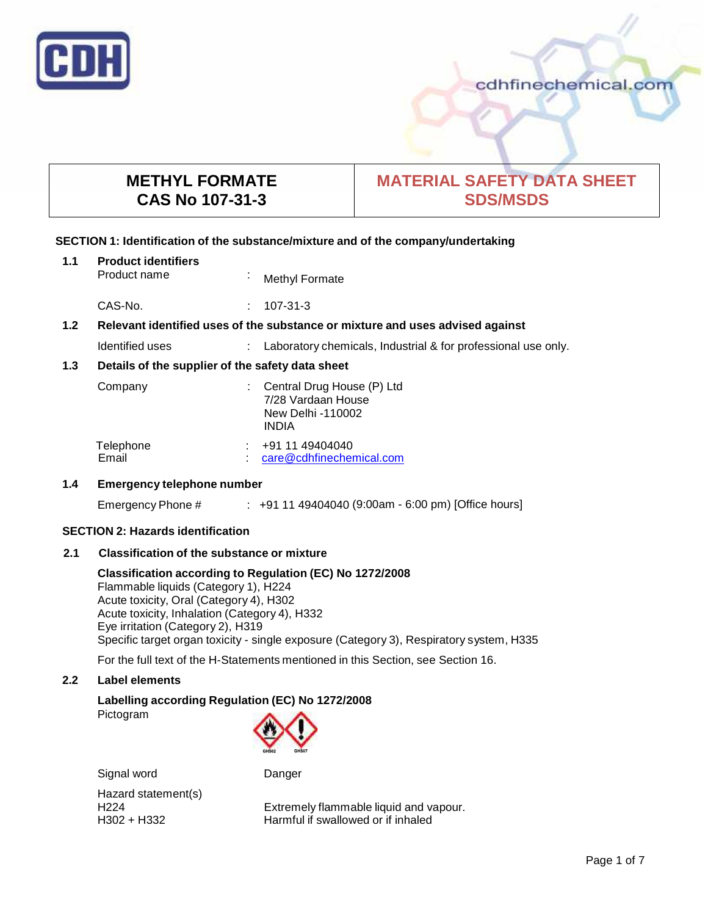| METHYL FORMATE<br>CAS No 107-31-3 | MATERIAL SAFETY DATA SHEET<br>SDS/MSDS |
|---|---|

## SECTION 1: Identification of the substance/mixture and of the company/undertaking

### 1.1 Product identifiers

Product name : Methyl Formate

CAS-No. : 107-31-3

### 1.2 Relevant identified uses of the substance or mixture and uses advised against

Identified uses : Laboratory chemicals, Industrial & for professional use only.

### 1.3 Details of the supplier of the safety data sheet

Company : Central Drug House (P) Ltd
7/28 Vardaan House
New Delhi -110002
INDIA

Telephone : +91 11 49404040
Email : care@cdhfinechemical.com

### 1.4 Emergency telephone number

Emergency Phone # : +91 11 49404040 (9:00am - 6:00 pm) [Office hours]

## SECTION 2: Hazards identification

### 2.1 Classification of the substance or mixture

**Classification according to Regulation (EC) No 1272/2008**

Flammable liquids (Category 1), H224
Acute toxicity, Oral (Category 4), H302
Acute toxicity, Inhalation (Category 4), H332
Eye irritation (Category 2), H319
Specific target organ toxicity - single exposure (Category 3), Respiratory system, H335

For the full text of the H-Statements mentioned in this Section, see Section 16.

### 2.2 Label elements

**Labelling according Regulation (EC) No 1272/2008**

Pictogram

Signal word: Danger

Hazard statement(s)

H224 Extremely flammable liquid and vapour.
H302 + H332 Harmful if swallowed or if inhaled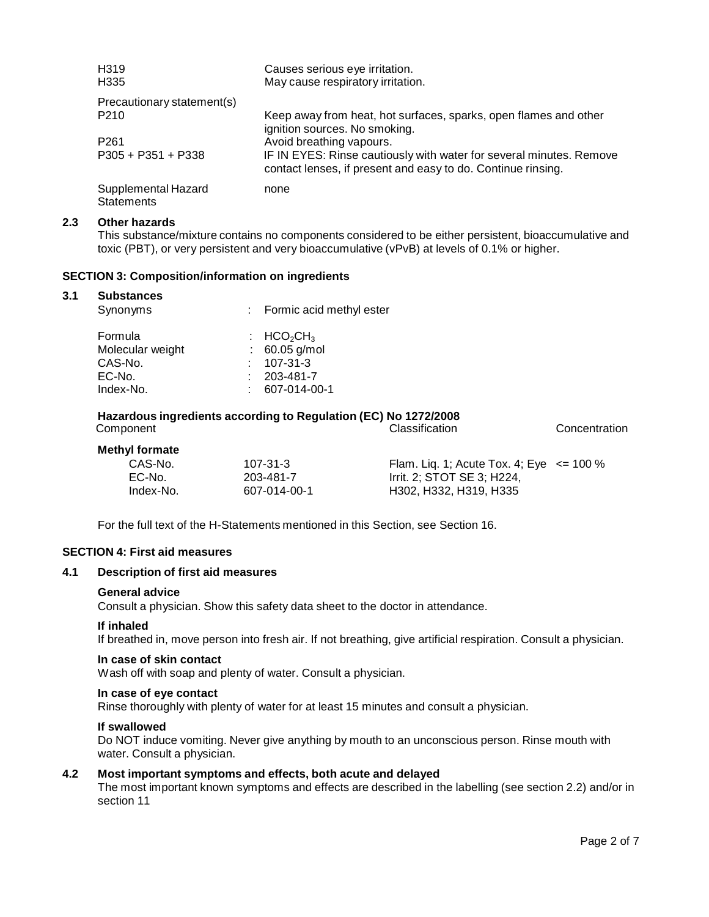| | |
|---|---|
| H319 | Causes serious eye irritation. |
| H335 | May cause respiratory irritation. |
| Precautionary statement(s) | |
| P210 | Keep away from heat, hot surfaces, sparks, open flames and other ignition sources. No smoking. |
| P261 | Avoid breathing vapours. |
| P305 + P351 + P338 | IF IN EYES: Rinse cautiously with water for several minutes. Remove contact lenses, if present and easy to do. Continue rinsing. |
| Supplemental Hazard Statements | none |

### 2.3 Other hazards

This substance/mixture contains no components considered to be either persistent, bioaccumulative and toxic (PBT), or very persistent and very bioaccumulative (vPvB) at levels of 0.1% or higher.

## SECTION 3: Composition/information on ingredients

### 3.1 Substances

| | | |
|---|---|---|
| Synonyms | : | Formic acid methyl ester |
| Formula | : | $HCO_2CH_3$ |
| Molecular weight | : | 60.05 g/mol |
| CAS-No. | : | 107-31-3 |
| EC-No. | : | 203-481-7 |
| Index-No. | : | 607-014-00-1 |

**Hazardous ingredients according to Regulation (EC) No 1272/2008**

| Component | | Classification | Concentration |
|---|---|---|---|
| **Methyl formate** | | | |
| CAS-No. | 107-31-3 | Flam. Liq. 1; Acute Tox. 4; Eye Irrit. 2; STOT SE 3; H224, H302, H332, H319, H335 | <= 100 % |
| EC-No. | 203-481-7 | | |
| Index-No. | 607-014-00-1 | | |

For the full text of the H-Statements mentioned in this Section, see Section 16.

## SECTION 4: First aid measures

### 4.1 Description of first aid measures

**General advice**

Consult a physician. Show this safety data sheet to the doctor in attendance.

**If inhaled**

If breathed in, move person into fresh air. If not breathing, give artificial respiration. Consult a physician.

**In case of skin contact**

Wash off with soap and plenty of water. Consult a physician.

**In case of eye contact**

Rinse thoroughly with plenty of water for at least 15 minutes and consult a physician.

**If swallowed**

Do NOT induce vomiting. Never give anything by mouth to an unconscious person. Rinse mouth with water. Consult a physician.

### 4.2 Most important symptoms and effects, both acute and delayed

The most important known symptoms and effects are described in the labelling (see section 2.2) and/or in section 11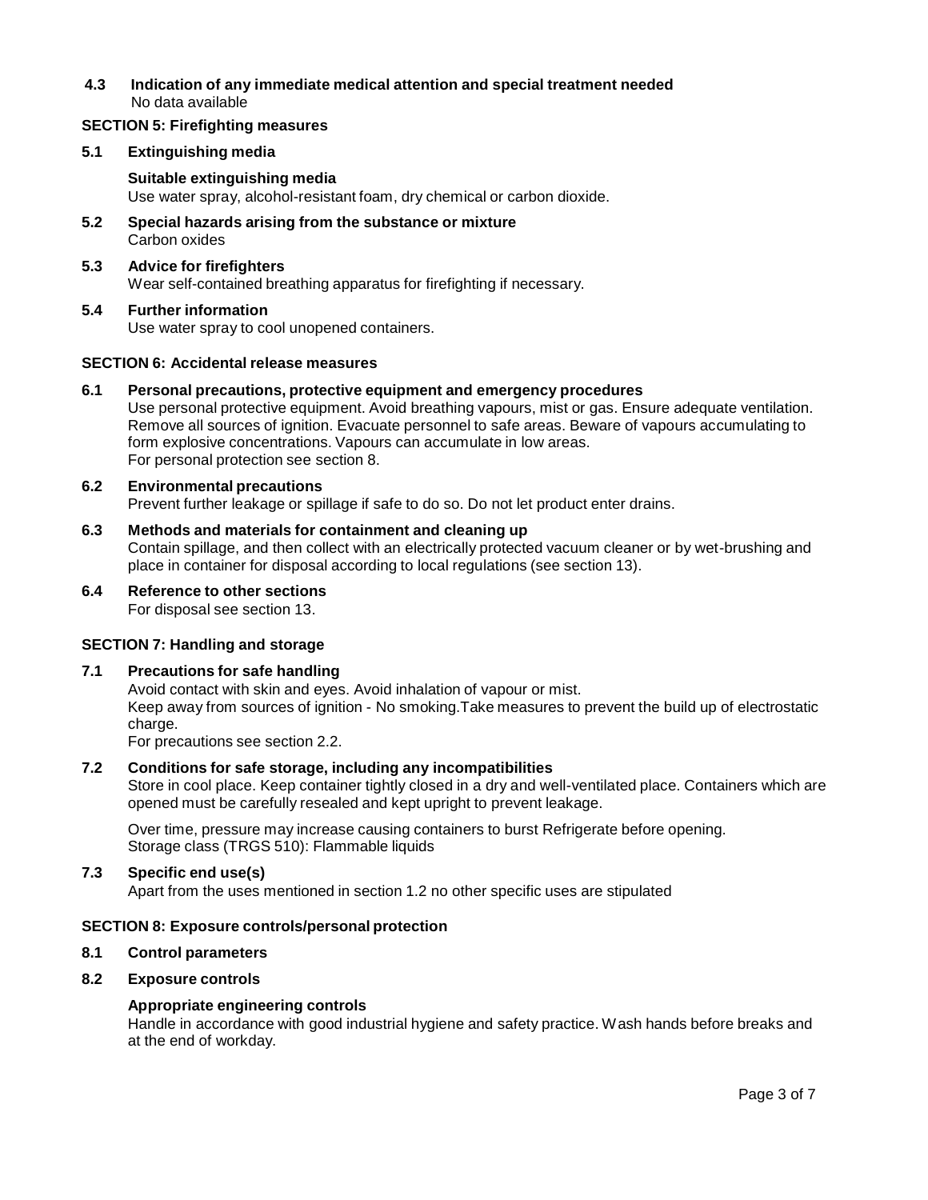**4.3 Indication of any immediate medical attention and special treatment needed**
No data available

## SECTION 5: Firefighting measures

**5.1 Extinguishing media**

**Suitable extinguishing media**
Use water spray, alcohol-resistant foam, dry chemical or carbon dioxide.

**5.2 Special hazards arising from the substance or mixture**
Carbon oxides

**5.3 Advice for firefighters**
Wear self-contained breathing apparatus for firefighting if necessary.

**5.4 Further information**
Use water spray to cool unopened containers.

## SECTION 6: Accidental release measures

**6.1 Personal precautions, protective equipment and emergency procedures**
Use personal protective equipment. Avoid breathing vapours, mist or gas. Ensure adequate ventilation. Remove all sources of ignition. Evacuate personnel to safe areas. Beware of vapours accumulating to form explosive concentrations. Vapours can accumulate in low areas.
For personal protection see section 8.

**6.2 Environmental precautions**
Prevent further leakage or spillage if safe to do so. Do not let product enter drains.

**6.3 Methods and materials for containment and cleaning up**
Contain spillage, and then collect with an electrically protected vacuum cleaner or by wet-brushing and place in container for disposal according to local regulations (see section 13).

**6.4 Reference to other sections**
For disposal see section 13.

## SECTION 7: Handling and storage

**7.1 Precautions for safe handling**
Avoid contact with skin and eyes. Avoid inhalation of vapour or mist.
Keep away from sources of ignition - No smoking.Take measures to prevent the build up of electrostatic charge.
For precautions see section 2.2.

**7.2 Conditions for safe storage, including any incompatibilities**
Store in cool place. Keep container tightly closed in a dry and well-ventilated place. Containers which are opened must be carefully resealed and kept upright to prevent leakage.

Over time, pressure may increase causing containers to burst Refrigerate before opening.
Storage class (TRGS 510): Flammable liquids

**7.3 Specific end use(s)**
Apart from the uses mentioned in section 1.2 no other specific uses are stipulated

## SECTION 8: Exposure controls/personal protection

**8.1 Control parameters**

**8.2 Exposure controls**

**Appropriate engineering controls**
Handle in accordance with good industrial hygiene and safety practice. Wash hands before breaks and at the end of workday.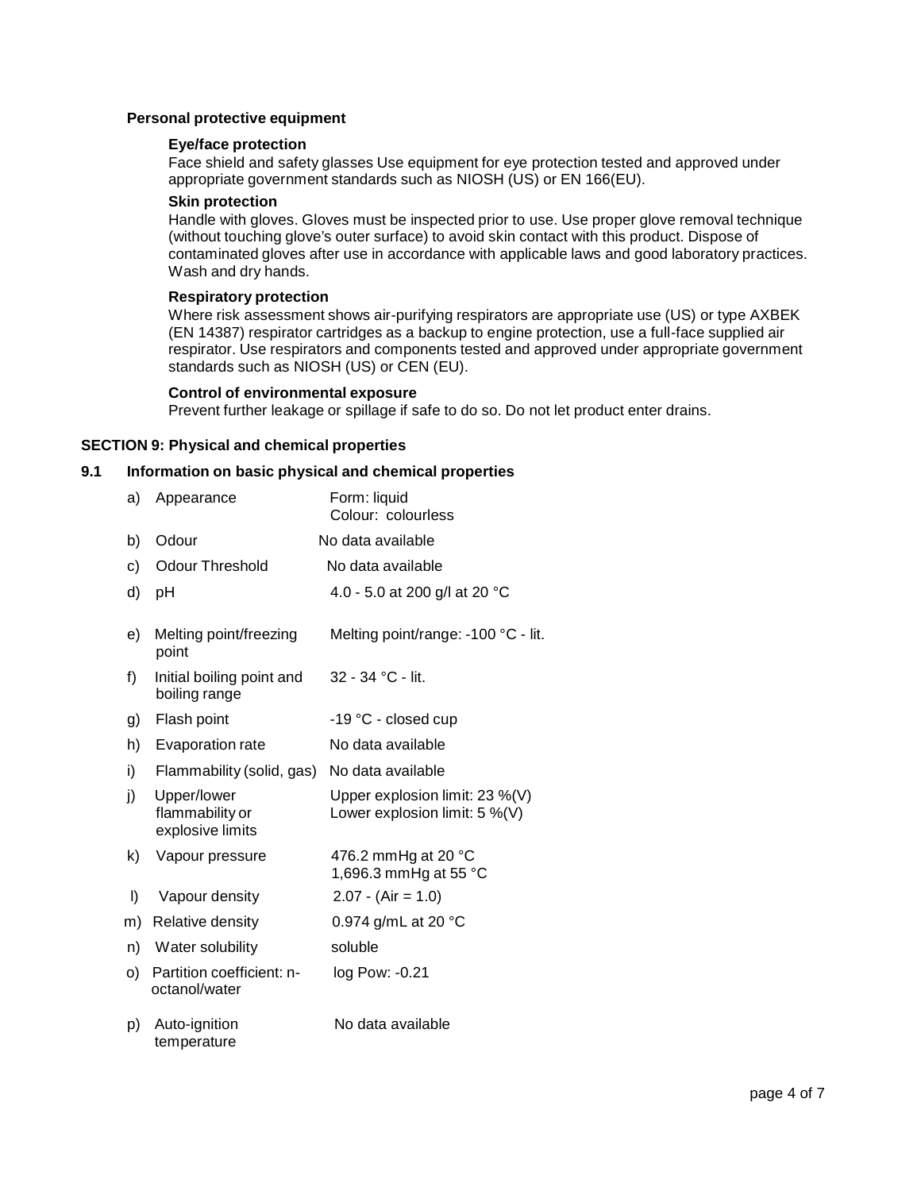### Personal protective equipment

#### Eye/face protection

Face shield and safety glasses Use equipment for eye protection tested and approved under appropriate government standards such as NIOSH (US) or EN 166(EU).

#### Skin protection

Handle with gloves. Gloves must be inspected prior to use. Use proper glove removal technique (without touching glove's outer surface) to avoid skin contact with this product. Dispose of contaminated gloves after use in accordance with applicable laws and good laboratory practices. Wash and dry hands.

#### Respiratory protection

Where risk assessment shows air-purifying respirators are appropriate use (US) or type AXBEK (EN 14387) respirator cartridges as a backup to engine protection, use a full-face supplied air respirator. Use respirators and components tested and approved under appropriate government standards such as NIOSH (US) or CEN (EU).

#### Control of environmental exposure

Prevent further leakage or spillage if safe to do so. Do not let product enter drains.

## SECTION 9: Physical and chemical properties

### 9.1 Information on basic physical and chemical properties

| | Property | Value |
|---|---|---|
| a) | Appearance | Form: liquid<br>Colour: colourless |
| b) | Odour | No data available |
| c) | Odour Threshold | No data available |
| d) | pH | 4.0 - 5.0 at 200 g/l at 20 °C |
| e) | Melting point/freezing point | Melting point/range: -100 °C - lit. |
| f) | Initial boiling point and boiling range | 32 - 34 °C - lit. |
| g) | Flash point | -19 °C - closed cup |
| h) | Evaporation rate | No data available |
| i) | Flammability (solid, gas) | No data available |
| j) | Upper/lower flammability or explosive limits | Upper explosion limit: 23 %(V)<br>Lower explosion limit: 5 %(V) |
| k) | Vapour pressure | 476.2 mmHg at 20 °C<br>1,696.3 mmHg at 55 °C |
| l) | Vapour density | 2.07 - (Air = 1.0) |
| m) | Relative density | 0.974 g/mL at 20 °C |
| n) | Water solubility | soluble |
| o) | Partition coefficient: n-octanol/water | log Pow: -0.21 |
| p) | Auto-ignition temperature | No data available |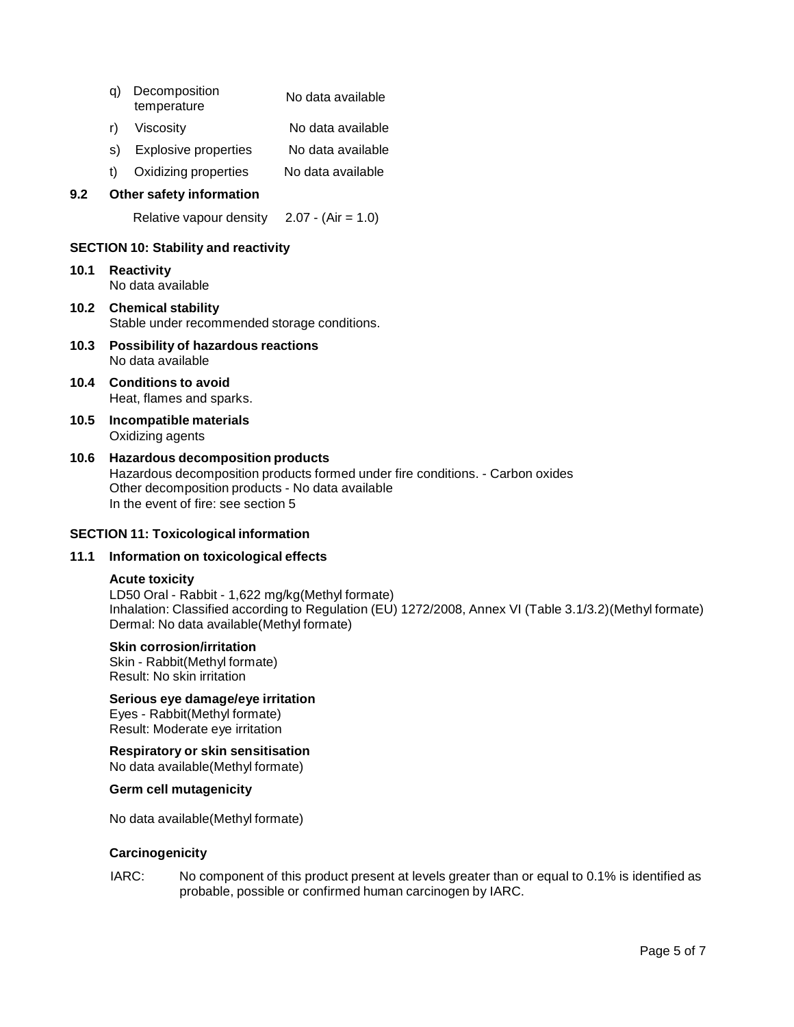q) Decomposition temperature — No data available

r) Viscosity — No data available

s) Explosive properties — No data available

t) Oxidizing properties — No data available

**9.2 Other safety information**

Relative vapour density 2.07 - (Air = 1.0)

## SECTION 10: Stability and reactivity

**10.1 Reactivity**
No data available

**10.2 Chemical stability**
Stable under recommended storage conditions.

**10.3 Possibility of hazardous reactions**
No data available

**10.4 Conditions to avoid**
Heat, flames and sparks.

**10.5 Incompatible materials**
Oxidizing agents

**10.6 Hazardous decomposition products**
Hazardous decomposition products formed under fire conditions. - Carbon oxides
Other decomposition products - No data available
In the event of fire: see section 5

## SECTION 11: Toxicological information

**11.1 Information on toxicological effects**

**Acute toxicity**
LD50 Oral - Rabbit - 1,622 mg/kg(Methyl formate)
Inhalation: Classified according to Regulation (EU) 1272/2008, Annex VI (Table 3.1/3.2)(Methyl formate)
Dermal: No data available(Methyl formate)

**Skin corrosion/irritation**
Skin - Rabbit(Methyl formate)
Result: No skin irritation

**Serious eye damage/eye irritation**
Eyes - Rabbit(Methyl formate)
Result: Moderate eye irritation

**Respiratory or skin sensitisation**
No data available(Methyl formate)

**Germ cell mutagenicity**

No data available(Methyl formate)

**Carcinogenicity**

IARC: No component of this product present at levels greater than or equal to 0.1% is identified as probable, possible or confirmed human carcinogen by IARC.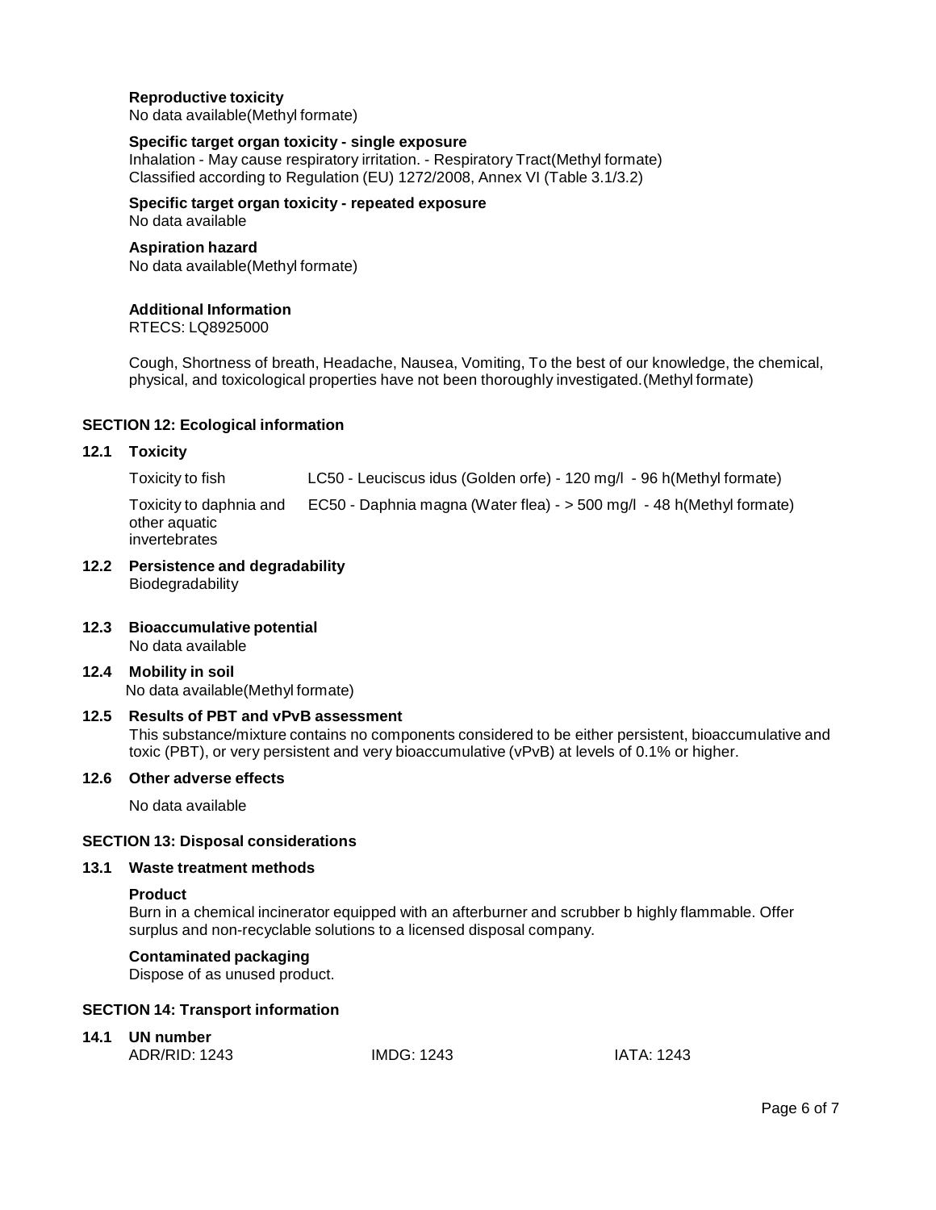**Reproductive toxicity**
No data available(Methyl formate)

**Specific target organ toxicity - single exposure**
Inhalation - May cause respiratory irritation. - Respiratory Tract(Methyl formate)
Classified according to Regulation (EU) 1272/2008, Annex VI (Table 3.1/3.2)

**Specific target organ toxicity - repeated exposure**
No data available

**Aspiration hazard**
No data available(Methyl formate)

**Additional Information**
RTECS: LQ8925000

Cough, Shortness of breath, Headache, Nausea, Vomiting, To the best of our knowledge, the chemical, physical, and toxicological properties have not been thoroughly investigated.(Methyl formate)

## SECTION 12: Ecological information

### 12.1 Toxicity

| | |
|---|---|
| Toxicity to fish | LC50 - Leuciscus idus (Golden orfe) - 120 mg/l - 96 h(Methyl formate) |
| Toxicity to daphnia and other aquatic invertebrates | EC50 - Daphnia magna (Water flea) - > 500 mg/l - 48 h(Methyl formate) |

### 12.2 Persistence and degradability
Biodegradability

### 12.3 Bioaccumulative potential
No data available

### 12.4 Mobility in soil
No data available(Methyl formate)

### 12.5 Results of PBT and vPvB assessment
This substance/mixture contains no components considered to be either persistent, bioaccumulative and toxic (PBT), or very persistent and very bioaccumulative (vPvB) at levels of 0.1% or higher.

### 12.6 Other adverse effects

No data available

## SECTION 13: Disposal considerations

### 13.1 Waste treatment methods

**Product**
Burn in a chemical incinerator equipped with an afterburner and scrubber b highly flammable. Offer surplus and non-recyclable solutions to a licensed disposal company.

**Contaminated packaging**
Dispose of as unused product.

## SECTION 14: Transport information

### 14.1 UN number

| ADR/RID: 1243 | IMDG: 1243 | IATA: 1243 |
|---|---|---|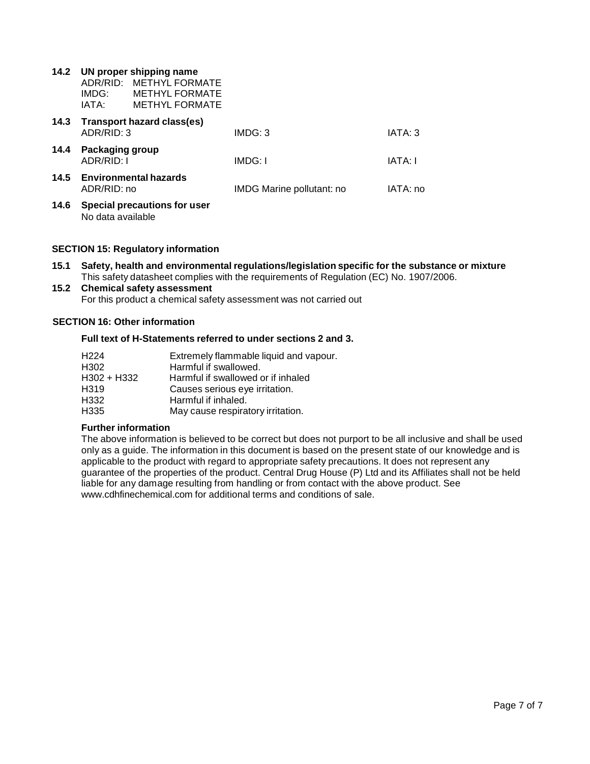**14.2 UN proper shipping name**

ADR/RID: METHYL FORMATE
IMDG: METHYL FORMATE
IATA: METHYL FORMATE

**14.3 Transport hazard class(es)**

| | | |
|---|---|---|
| ADR/RID: 3 | IMDG: 3 | IATA: 3 |

**14.4 Packaging group**

| | | |
|---|---|---|
| ADR/RID: I | IMDG: I | IATA: I |

**14.5 Environmental hazards**

| | | |
|---|---|---|
| ADR/RID: no | IMDG Marine pollutant: no | IATA: no |

**14.6 Special precautions for user**

No data available

## SECTION 15: Regulatory information

**15.1 Safety, health and environmental regulations/legislation specific for the substance or mixture**

This safety datasheet complies with the requirements of Regulation (EC) No. 1907/2006.

**15.2 Chemical safety assessment**

For this product a chemical safety assessment was not carried out

## SECTION 16: Other information

**Full text of H-Statements referred to under sections 2 and 3.**

| | |
|---|---|
| H224 | Extremely flammable liquid and vapour. |
| H302 | Harmful if swallowed. |
| H302 + H332 | Harmful if swallowed or if inhaled |
| H319 | Causes serious eye irritation. |
| H332 | Harmful if inhaled. |
| H335 | May cause respiratory irritation. |

**Further information**

The above information is believed to be correct but does not purport to be all inclusive and shall be used only as a guide. The information in this document is based on the present state of our knowledge and is applicable to the product with regard to appropriate safety precautions. It does not represent any guarantee of the properties of the product. Central Drug House (P) Ltd and its Affiliates shall not be held liable for any damage resulting from handling or from contact with the above product. See www.cdhfinechemical.com for additional terms and conditions of sale.